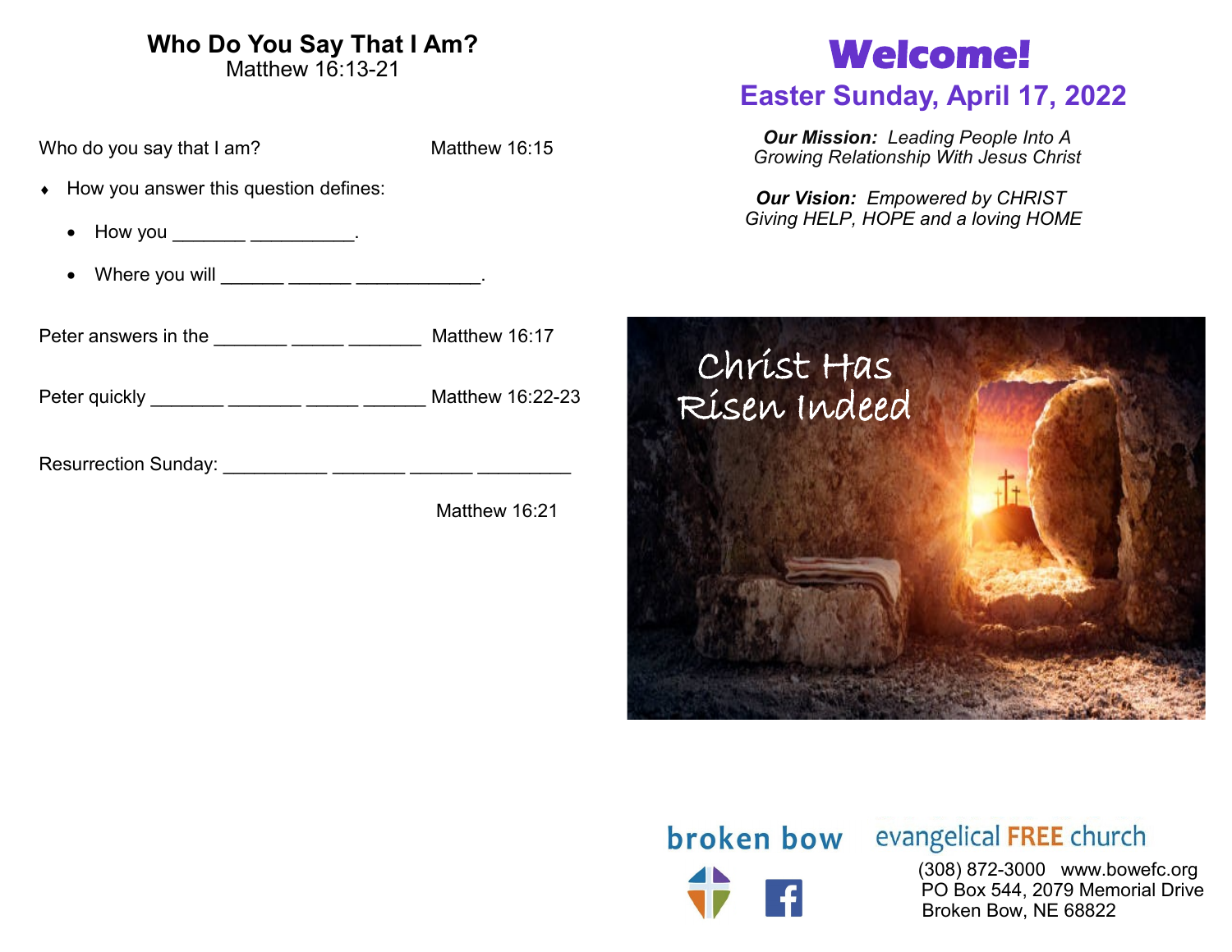## Who Do You Say That I Am?

Matthew 16:13-21

Who do you say that I am? Matthew 16:15

- How you answer this question defines:
  - How you _______ __________.
  - Where you will ______ ______ ____________.

Peter answers in the _______ _____ _______ Matthew 16:17

Peter quickly _______ _______ _____ ______ Matthew 16:22-23

Resurrection Sunday: __________ _______ ______ _________

Matthew 16:21

# Welcome!

## Easter Sunday, April 17, 2022

***Our Mission:*** *Leading People Into A Growing Relationship With Jesus Christ*

***Our Vision:*** *Empowered by CHRIST Giving HELP, HOPE and a loving HOME*

Christ Has Risen Indeed

broken bow evangelical FREE church

(308) 872-3000 www.bowefc.org
PO Box 544, 2079 Memorial Drive
Broken Bow, NE 68822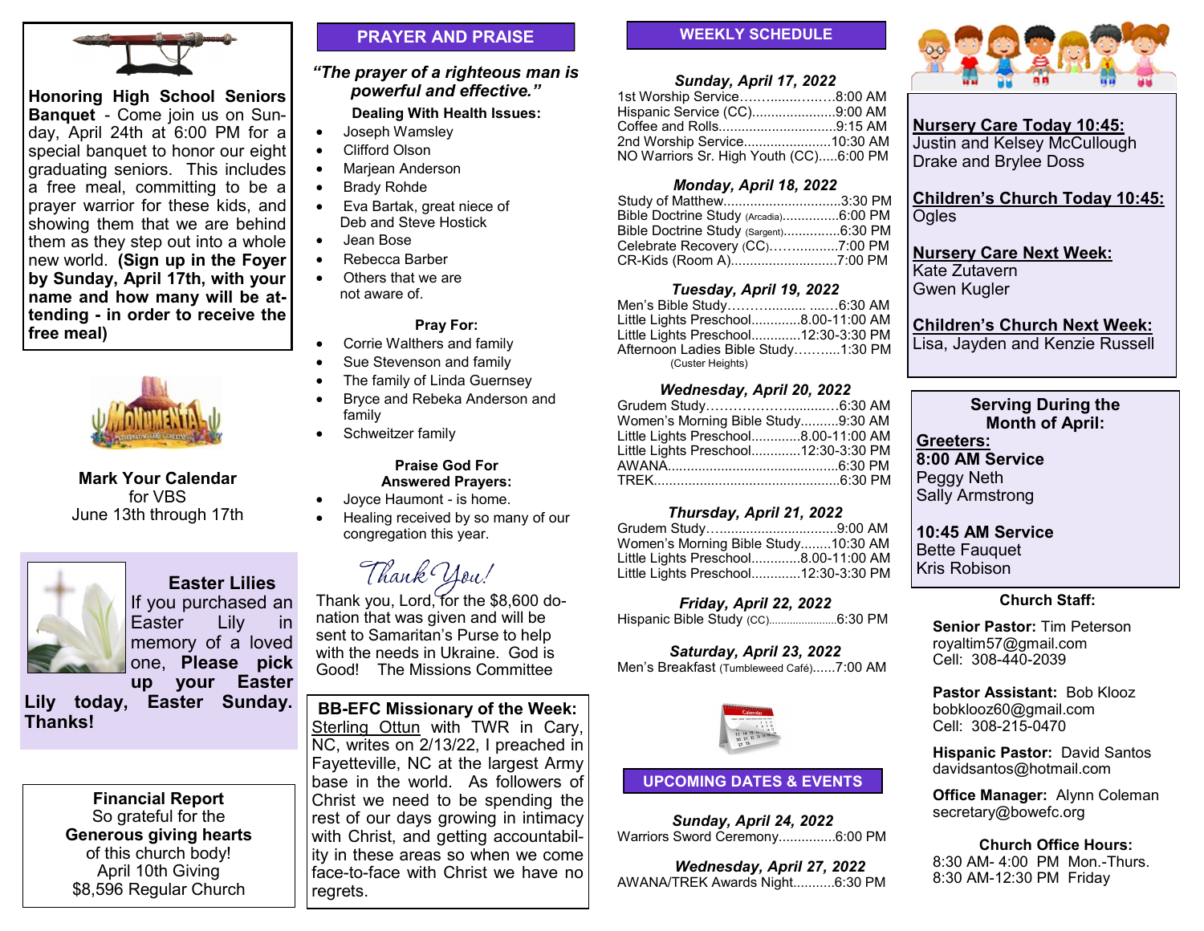**Honoring High School Seniors Banquet** - Come join us on Sunday, April 24th at 6:00 PM for a special banquet to honor our eight graduating seniors. This includes a free meal, committing to be a prayer warrior for these kids, and showing them that we are behind them as they step out into a whole new world. **(Sign up in the Foyer by Sunday, April 17th, with your name and how many will be attending - in order to receive the free meal)**

**Mark Your Calendar**
for VBS
June 13th through 17th

**Easter Lilies**
If you purchased an Easter Lily in memory of a loved one, **Please pick up your Easter Lily today, Easter Sunday. Thanks!**

**Financial Report**
So grateful for the
**Generous giving hearts**
of this church body!
April 10th Giving
$8,596 Regular Church

## PRAYER AND PRAISE

***"The prayer of a righteous man is powerful and effective."***

**Dealing With Health Issues:**

- Joseph Wamsley
- Clifford Olson
- Marjean Anderson
- Brady Rohde
- Eva Bartak, great niece of Deb and Steve Hostick
- Jean Bose
- Rebecca Barber
- Others that we are not aware of.

**Pray For:**

- Corrie Walthers and family
- Sue Stevenson and family
- The family of Linda Guernsey
- Bryce and Rebeka Anderson and family
- Schweitzer family

**Praise God For Answered Prayers:**

- Joyce Haumont - is home.
- Healing received by so many of our congregation this year.

*Thank You!*

Thank you, Lord, for the $8,600 donation that was given and will be sent to Samaritan's Purse to help with the needs in Ukraine. God is Good! The Missions Committee

**BB-EFC Missionary of the Week:** Sterling Ottun with TWR in Cary, NC, writes on 2/13/22, I preached in Fayetteville, NC at the largest Army base in the world. As followers of Christ we need to be spending the rest of our days growing in intimacy with Christ, and getting accountability in these areas so when we come face-to-face with Christ we have no regrets.

## WEEKLY SCHEDULE

***Sunday, April 17, 2022***
1st Worship Service........................8:00 AM
Hispanic Service (CC)......................9:00 AM
Coffee and Rolls...............................9:15 AM
2nd Worship Service.......................10:30 AM
NO Warriors Sr. High Youth (CC).....6:00 PM

***Monday, April 18, 2022***
Study of Matthew...............................3:30 PM
Bible Doctrine Study (Arcadia)...............6:00 PM
Bible Doctrine Study (Sargent)...............6:30 PM
Celebrate Recovery (CC)...................7:00 PM
CR-Kids (Room A)............................7:00 PM

***Tuesday, April 19, 2022***
Men's Bible Study................................6:30 AM
Little Lights Preschool.............8.00-11:00 AM
Little Lights Preschool.............12:30-3:30 PM
Afternoon Ladies Bible Study...........1:30 PM
(Custer Heights)

***Wednesday, April 20, 2022***
Grudem Study.....................................6:30 AM
Women's Morning Bible Study..........9:30 AM
Little Lights Preschool.............8.00-11:00 AM
Little Lights Preschool.............12:30-3:30 PM
AWANA.............................................6:30 PM
TREK.................................................6:30 PM

***Thursday, April 21, 2022***
Grudem Study.....................................9:00 AM
Women's Morning Bible Study........10:30 AM
Little Lights Preschool.............8.00-11:00 AM
Little Lights Preschool.............12:30-3:30 PM

***Friday, April 22, 2022***
Hispanic Bible Study (CC).......................6:30 PM

***Saturday, April 23, 2022***
Men's Breakfast (Tumbleweed Café)......7:00 AM

## UPCOMING DATES & EVENTS

***Sunday, April 24, 2022***
Warriors Sword Ceremony...............6:00 PM

***Wednesday, April 27, 2022***
AWANA/TREK Awards Night...........6:30 PM

**Nursery Care Today 10:45:**
Justin and Kelsey McCullough
Drake and Brylee Doss

**Children's Church Today 10:45:**
Ogles

**Nursery Care Next Week:**
Kate Zutavern
Gwen Kugler

**Children's Church Next Week:**
Lisa, Jayden and Kenzie Russell

**Serving During the Month of April:**

**Greeters:**
**8:00 AM Service**
Peggy Neth
Sally Armstrong

**10:45 AM Service**
Bette Fauquet
Kris Robison

**Church Staff:**

**Senior Pastor:** Tim Peterson
royaltim57@gmail.com
Cell: 308-440-2039

**Pastor Assistant:** Bob Klooz
bobklooz60@gmail.com
Cell: 308-215-0470

**Hispanic Pastor:** David Santos
davidsantos@hotmail.com

**Office Manager:** Alynn Coleman
secretary@bowefc.org

**Church Office Hours:**
8:30 AM- 4:00 PM Mon.-Thurs.
8:30 AM-12:30 PM Friday